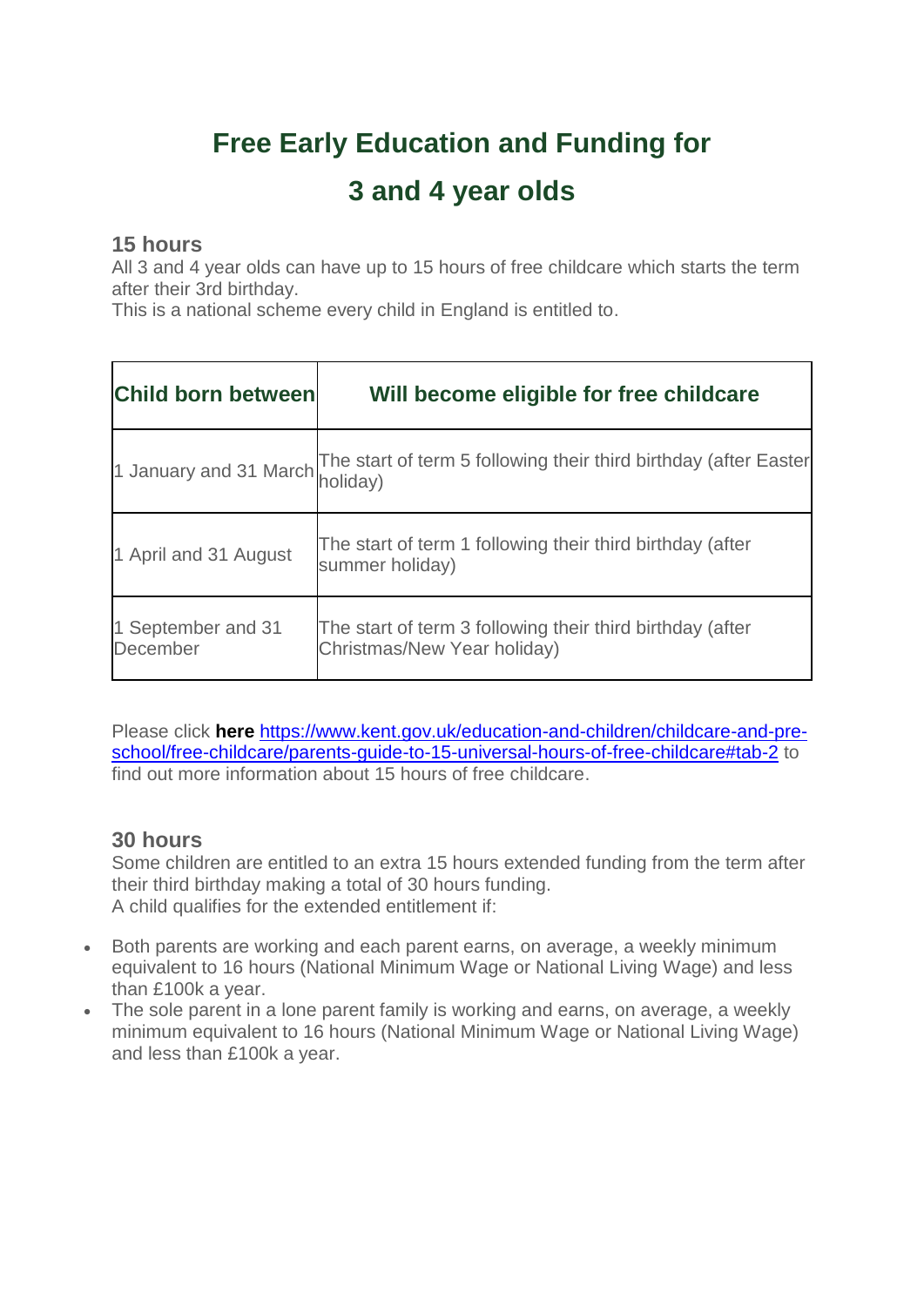# Free Early Education and Funding for 3 and 4 year olds

## 15 hours

All 3 and 4 year olds can have up to 15 hours of free childcare which starts the term after their 3rd birthday.
This is a national scheme every child in England is entitled to.

| Child born between | Will become eligible for free childcare |
|---|---|
| 1 January and 31 March | The start of term 5 following their third birthday (after Easter holiday) |
| 1 April and 31 August | The start of term 1 following their third birthday (after summer holiday) |
| 1 September and 31 December | The start of term 3 following their third birthday (after Christmas/New Year holiday) |

Please click **here** https://www.kent.gov.uk/education-and-children/childcare-and-pre-school/free-childcare/parents-guide-to-15-universal-hours-of-free-childcare#tab-2 to find out more information about 15 hours of free childcare.

## 30 hours

Some children are entitled to an extra 15 hours extended funding from the term after their third birthday making a total of 30 hours funding.
A child qualifies for the extended entitlement if:

- Both parents are working and each parent earns, on average, a weekly minimum equivalent to 16 hours (National Minimum Wage or National Living Wage) and less than £100k a year.
- The sole parent in a lone parent family is working and earns, on average, a weekly minimum equivalent to 16 hours (National Minimum Wage or National Living Wage) and less than £100k a year.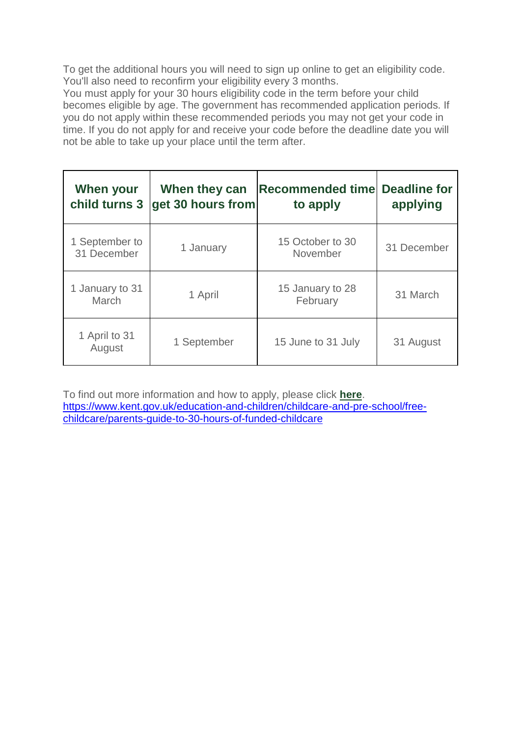To get the additional hours you will need to sign up online to get an eligibility code. You'll also need to reconfirm your eligibility every 3 months.
You must apply for your 30 hours eligibility code in the term before your child becomes eligible by age. The government has recommended application periods. If you do not apply within these recommended periods you may not get your code in time. If you do not apply for and receive your code before the deadline date you will not be able to take up your place until the term after.

| When your child turns 3 | When they can get 30 hours from | Recommended time to apply | Deadline for applying |
|---|---|---|---|
| 1 September to 31 December | 1 January | 15 October to 30 November | 31 December |
| 1 January to 31 March | 1 April | 15 January to 28 February | 31 March |
| 1 April to 31 August | 1 September | 15 June to 31 July | 31 August |

To find out more information and how to apply, please click **here**.
https://www.kent.gov.uk/education-and-children/childcare-and-pre-school/free-childcare/parents-guide-to-30-hours-of-funded-childcare